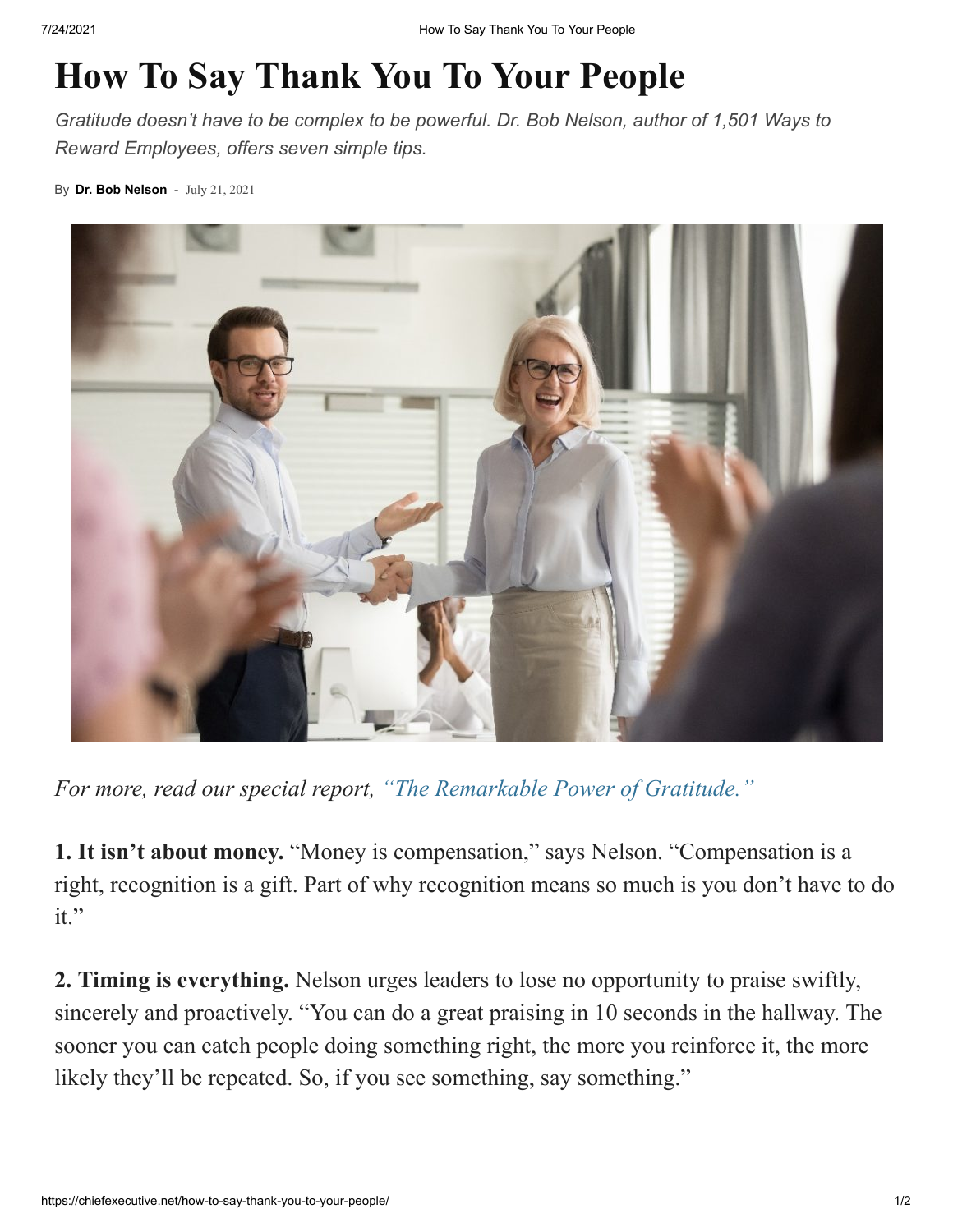# How To Say Thank You To Your People

*Gratitude doesn't have to be complex to be powerful. Dr. Bob Nelson, author of 1,501 Ways to Reward Employees, offers seven simple tips.*

By **Dr. Bob Nelson** - July 21, 2021

*For more, read our special report, "The Remarkable Power of Gratitude."*

**1. It isn't about money.** "Money is compensation," says Nelson. "Compensation is a right, recognition is a gift. Part of why recognition means so much is you don't have to do it."

**2. Timing is everything.** Nelson urges leaders to lose no opportunity to praise swiftly, sincerely and proactively. "You can do a great praising in 10 seconds in the hallway. The sooner you can catch people doing something right, the more you reinforce it, the more likely they'll be repeated. So, if you see something, say something."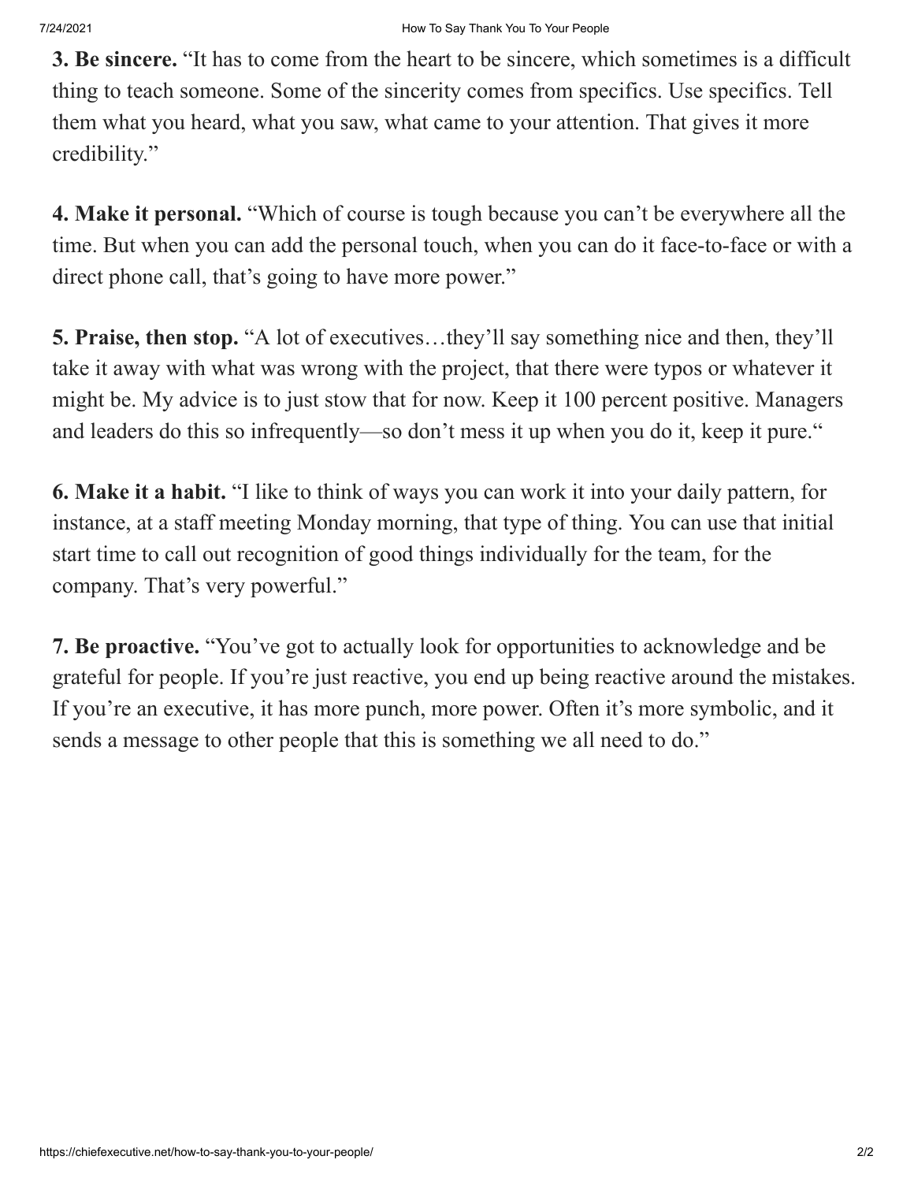**3. Be sincere.** "It has to come from the heart to be sincere, which sometimes is a difficult thing to teach someone. Some of the sincerity comes from specifics. Use specifics. Tell them what you heard, what you saw, what came to your attention. That gives it more credibility."

**4. Make it personal.** "Which of course is tough because you can't be everywhere all the time. But when you can add the personal touch, when you can do it face-to-face or with a direct phone call, that's going to have more power."

**5. Praise, then stop.** "A lot of executives…they'll say something nice and then, they'll take it away with what was wrong with the project, that there were typos or whatever it might be. My advice is to just stow that for now. Keep it 100 percent positive. Managers and leaders do this so infrequently—so don't mess it up when you do it, keep it pure."

**6. Make it a habit.** "I like to think of ways you can work it into your daily pattern, for instance, at a staff meeting Monday morning, that type of thing. You can use that initial start time to call out recognition of good things individually for the team, for the company. That's very powerful."

**7. Be proactive.** "You've got to actually look for opportunities to acknowledge and be grateful for people. If you're just reactive, you end up being reactive around the mistakes. If you're an executive, it has more punch, more power. Often it's more symbolic, and it sends a message to other people that this is something we all need to do."